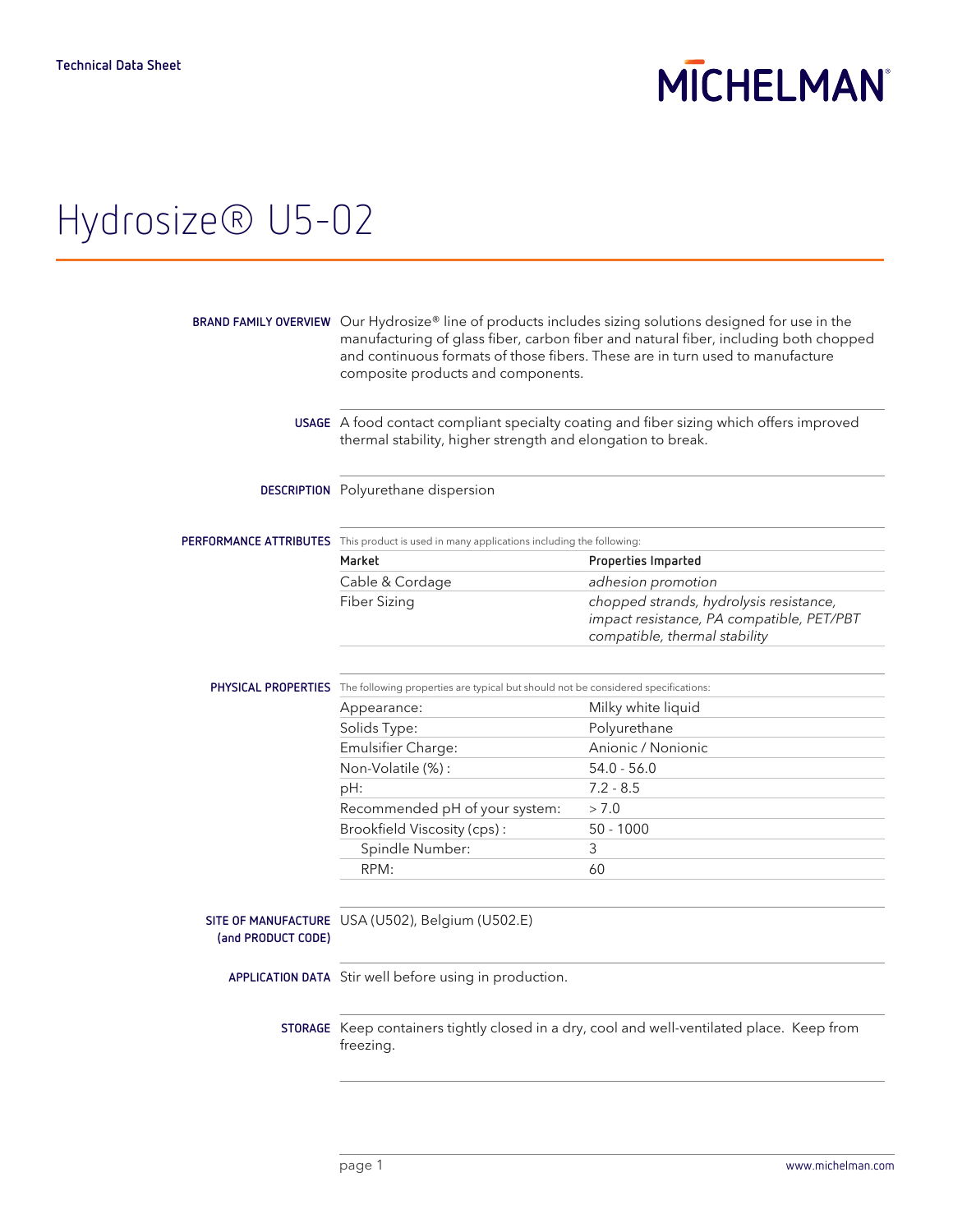Technical Data Sheet

MICHELMAN

# Hydrosize® U5-02

**BRAND FAMILY OVERVIEW** Our Hydrosize® line of products includes sizing solutions designed for use in the manufacturing of glass fiber, carbon fiber and natural fiber, including both chopped and continuous formats of those fibers. These are in turn used to manufacture composite products and components.

**USAGE** A food contact compliant specialty coating and fiber sizing which offers improved thermal stability, higher strength and elongation to break.

**DESCRIPTION** Polyurethane dispersion

**PERFORMANCE ATTRIBUTES** This product is used in many applications including the following:

| Market | Properties Imparted |
|---|---|
| Cable & Cordage | *adhesion promotion* |
| Fiber Sizing | *chopped strands, hydrolysis resistance, impact resistance, PA compatible, PET/PBT compatible, thermal stability* |

**PHYSICAL PROPERTIES** The following properties are typical but should not be considered specifications:

| | |
|---|---|
| Appearance: | Milky white liquid |
| Solids Type: | Polyurethane |
| Emulsifier Charge: | Anionic / Nonionic |
| Non-Volatile (%) : | 54.0 - 56.0 |
| pH: | 7.2 - 8.5 |
| Recommended pH of your system: | > 7.0 |
| Brookfield Viscosity (cps) : | 50 - 1000 |
| Spindle Number: | 3 |
| RPM: | 60 |

**SITE OF MANUFACTURE (and PRODUCT CODE)** USA (U502), Belgium (U502.E)

**APPLICATION DATA** Stir well before using in production.

**STORAGE** Keep containers tightly closed in a dry, cool and well-ventilated place. Keep from freezing.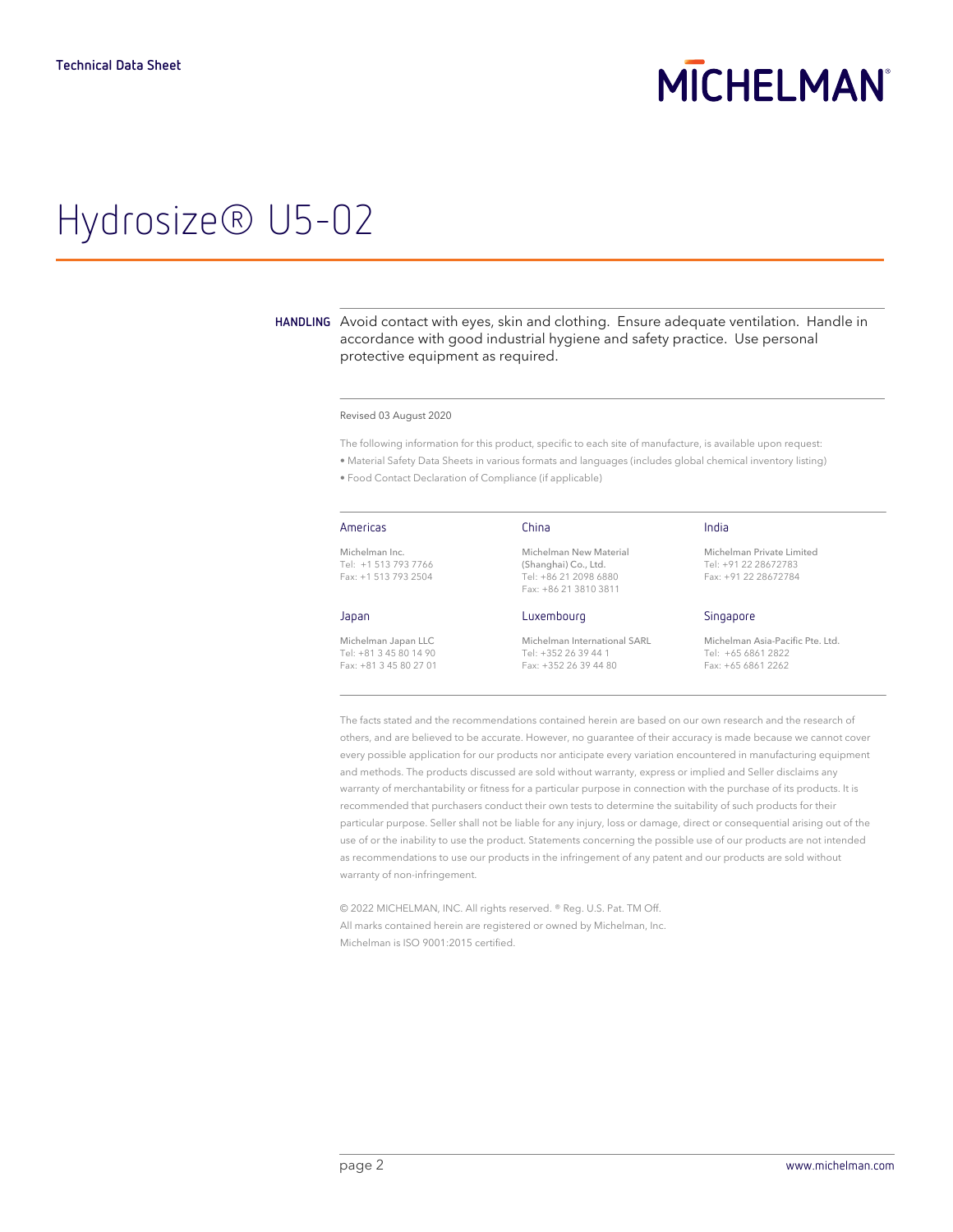# Hydrosize® U5-02

**HANDLING** Avoid contact with eyes, skin and clothing. Ensure adequate ventilation. Handle in accordance with good industrial hygiene and safety practice. Use personal protective equipment as required.

Revised 03 August 2020

The following information for this product, specific to each site of manufacture, is available upon request:

- Material Safety Data Sheets in various formats and languages (includes global chemical inventory listing)
- Food Contact Declaration of Compliance (if applicable)

**Americas**

Michelman Inc.
Tel: +1 513 793 7766
Fax: +1 513 793 2504

**China**

Michelman New Material (Shanghai) Co., Ltd.
Tel: +86 21 2098 6880
Fax: +86 21 3810 3811

**India**

Michelman Private Limited
Tel: +91 22 28672783
Fax: +91 22 28672784

**Japan**

Michelman Japan LLC
Tel: +81 3 45 80 14 90
Fax: +81 3 45 80 27 01

**Luxembourg**

Michelman International SARL
Tel: +352 26 39 44 1
Fax: +352 26 39 44 80

**Singapore**

Michelman Asia-Pacific Pte. Ltd.
Tel: +65 6861 2822
Fax: +65 6861 2262

The facts stated and the recommendations contained herein are based on our own research and the research of others, and are believed to be accurate. However, no guarantee of their accuracy is made because we cannot cover every possible application for our products nor anticipate every variation encountered in manufacturing equipment and methods. The products discussed are sold without warranty, express or implied and Seller disclaims any warranty of merchantability or fitness for a particular purpose in connection with the purchase of its products. It is recommended that purchasers conduct their own tests to determine the suitability of such products for their particular purpose. Seller shall not be liable for any injury, loss or damage, direct or consequential arising out of the use of or the inability to use the product. Statements concerning the possible use of our products are not intended as recommendations to use our products in the infringement of any patent and our products are sold without warranty of non-infringement.

© 2022 MICHELMAN, INC. All rights reserved. ® Reg. U.S. Pat. TM Off.
All marks contained herein are registered or owned by Michelman, Inc.
Michelman is ISO 9001:2015 certified.